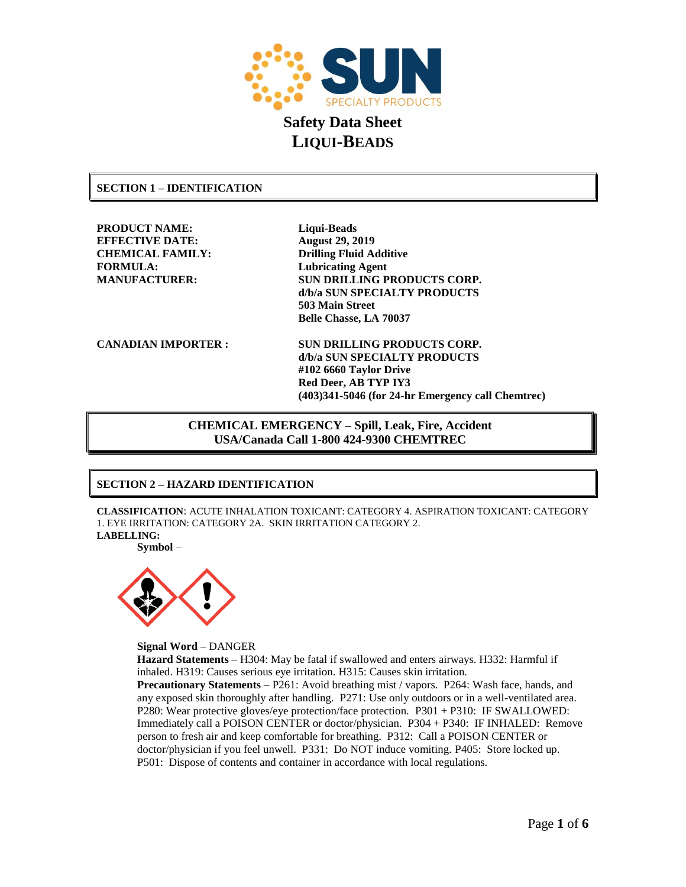# Safety Data Sheet
# Liqui-Beads

## SECTION 1 – IDENTIFICATION

**PRODUCT NAME:** Liqui-Beads
**EFFECTIVE DATE:** August 29, 2019
**CHEMICAL FAMILY:** Drilling Fluid Additive
**FORMULA:** Lubricating Agent
**MANUFACTURER:** SUN DRILLING PRODUCTS CORP.
d/b/a SUN SPECIALTY PRODUCTS
503 Main Street
Belle Chasse, LA 70037

**CANADIAN IMPORTER :** SUN DRILLING PRODUCTS CORP.
d/b/a SUN SPECIALTY PRODUCTS
#102 6660 Taylor Drive
Red Deer, AB TYP IY3
(403)341-5046 (for 24-hr Emergency call Chemtrec)

**CHEMICAL EMERGENCY – Spill, Leak, Fire, Accident**
**USA/Canada Call 1-800 424-9300 CHEMTREC**

## SECTION 2 – HAZARD IDENTIFICATION

**CLASSIFICATION**: ACUTE INHALATION TOXICANT: CATEGORY 4. ASPIRATION TOXICANT: CATEGORY 1. EYE IRRITATION: CATEGORY 2A. SKIN IRRITATION CATEGORY 2.

**LABELLING:**

**Symbol** –

**Signal Word** – DANGER

**Hazard Statements** – H304: May be fatal if swallowed and enters airways. H332: Harmful if inhaled. H319: Causes serious eye irritation. H315: Causes skin irritation.

**Precautionary Statements** – P261: Avoid breathing mist / vapors. P264: Wash face, hands, and any exposed skin thoroughly after handling. P271: Use only outdoors or in a well-ventilated area. P280: Wear protective gloves/eye protection/face protection. P301 + P310: IF SWALLOWED: Immediately call a POISON CENTER or doctor/physician. P304 + P340: IF INHALED: Remove person to fresh air and keep comfortable for breathing. P312: Call a POISON CENTER or doctor/physician if you feel unwell. P331: Do NOT induce vomiting. P405: Store locked up. P501: Dispose of contents and container in accordance with local regulations.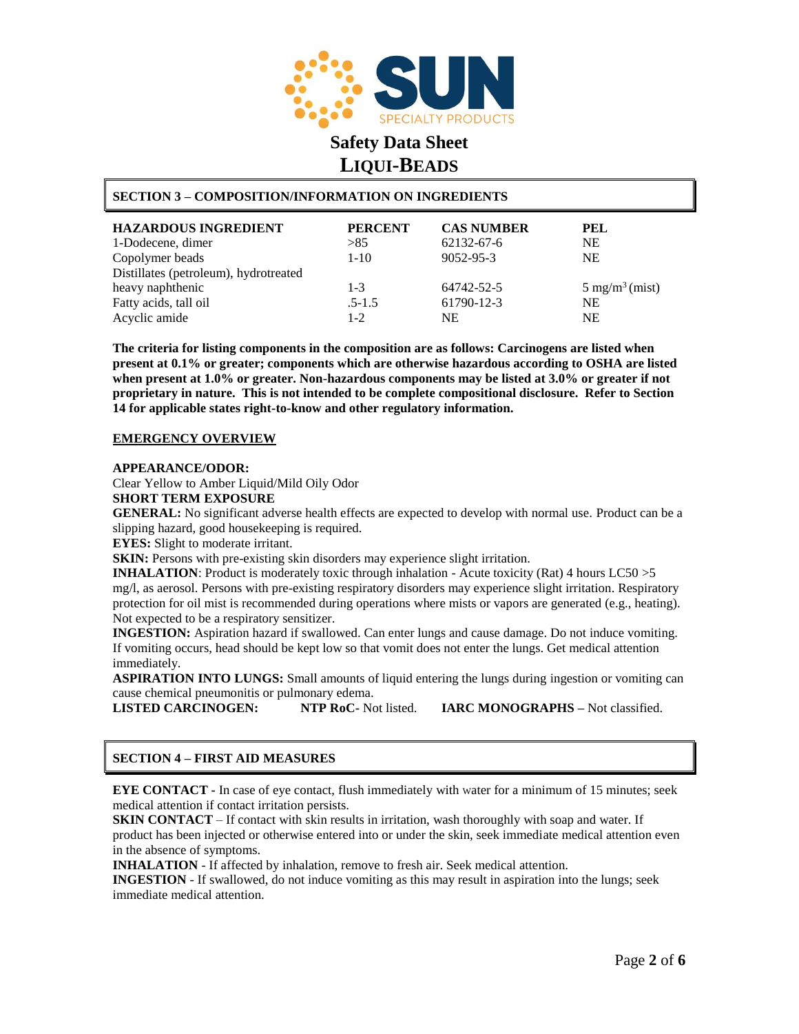# Safety Data Sheet

## LIQUI-BEADS

## SECTION 3 – COMPOSITION/INFORMATION ON INGREDIENTS

| HAZARDOUS INGREDIENT | PERCENT | CAS NUMBER | PEL |
|---|---|---|---|
| 1-Dodecene, dimer | >85 | 62132-67-6 | NE |
| Copolymer beads | 1-10 | 9052-95-3 | NE |
| Distillates (petroleum), hydrotreated heavy naphthenic | 1-3 | 64742-52-5 | 5 mg/m$^3$ (mist) |
| Fatty acids, tall oil | .5-1.5 | 61790-12-3 | NE |
| Acyclic amide | 1-2 | NE | NE |

**The criteria for listing components in the composition are as follows: Carcinogens are listed when present at 0.1% or greater; components which are otherwise hazardous according to OSHA are listed when present at 1.0% or greater. Non-hazardous components may be listed at 3.0% or greater if not proprietary in nature. This is not intended to be complete compositional disclosure. Refer to Section 14 for applicable states right-to-know and other regulatory information.**

**EMERGENCY OVERVIEW**

**APPEARANCE/ODOR:**
Clear Yellow to Amber Liquid/Mild Oily Odor

**SHORT TERM EXPOSURE**

**GENERAL:** No significant adverse health effects are expected to develop with normal use. Product can be a slipping hazard, good housekeeping is required.

**EYES:** Slight to moderate irritant.

**SKIN:** Persons with pre-existing skin disorders may experience slight irritation.

**INHALATION**: Product is moderately toxic through inhalation - Acute toxicity (Rat) 4 hours LC50 >5 mg/l, as aerosol. Persons with pre-existing respiratory disorders may experience slight irritation. Respiratory protection for oil mist is recommended during operations where mists or vapors are generated (e.g., heating). Not expected to be a respiratory sensitizer.

**INGESTION:** Aspiration hazard if swallowed. Can enter lungs and cause damage. Do not induce vomiting. If vomiting occurs, head should be kept low so that vomit does not enter the lungs. Get medical attention immediately.

**ASPIRATION INTO LUNGS:** Small amounts of liquid entering the lungs during ingestion or vomiting can cause chemical pneumonitis or pulmonary edema.

**LISTED CARCINOGEN:** **NTP RoC**- Not listed. **IARC MONOGRAPHS –** Not classified.

## SECTION 4 – FIRST AID MEASURES

**EYE CONTACT -** In case of eye contact, flush immediately with water for a minimum of 15 minutes; seek medical attention if contact irritation persists.

**SKIN CONTACT** – If contact with skin results in irritation, wash thoroughly with soap and water. If product has been injected or otherwise entered into or under the skin, seek immediate medical attention even in the absence of symptoms.

**INHALATION** - If affected by inhalation, remove to fresh air. Seek medical attention.

**INGESTION** - If swallowed, do not induce vomiting as this may result in aspiration into the lungs; seek immediate medical attention.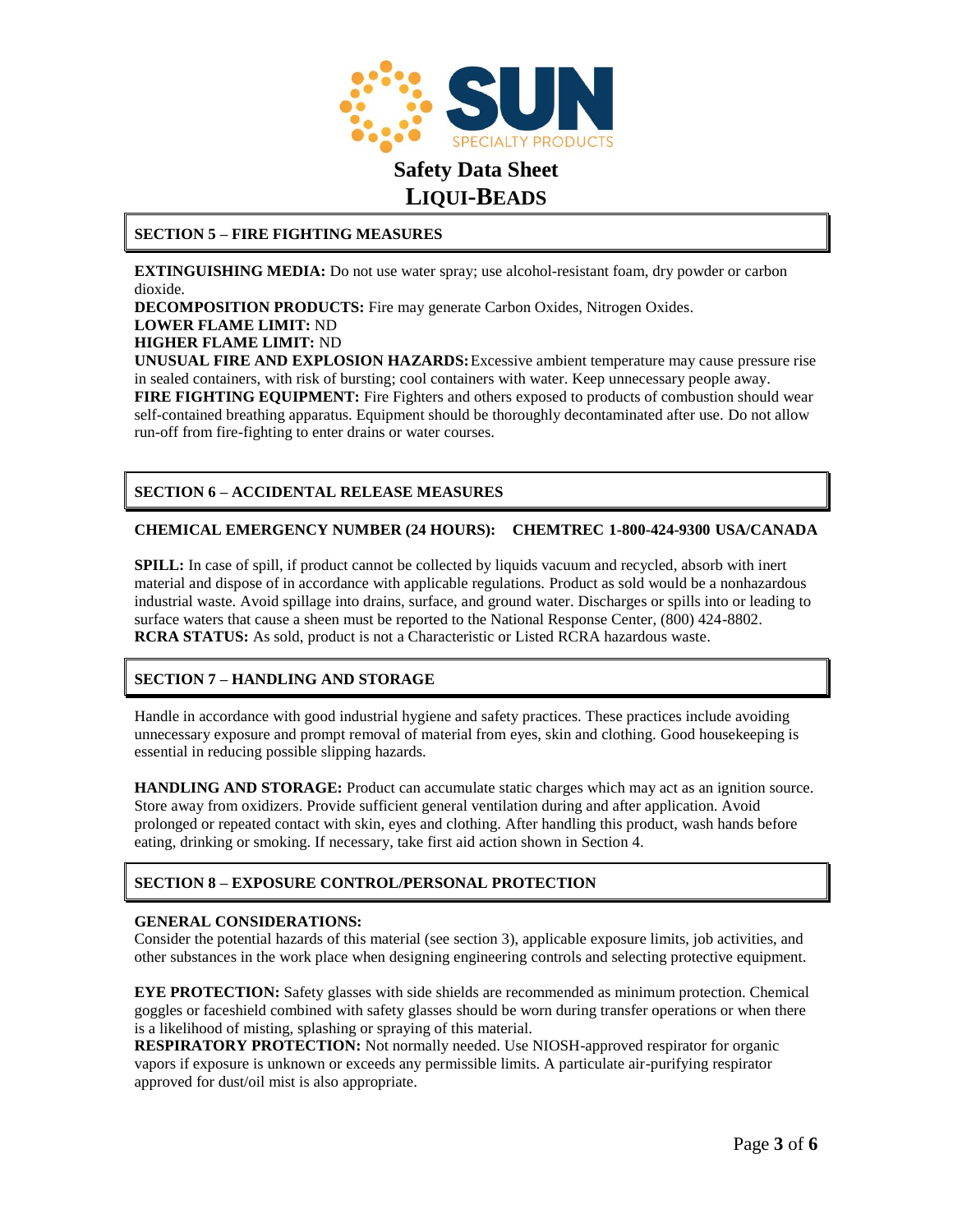# Safety Data Sheet

## LIQUI-BEADS

## SECTION 5 – FIRE FIGHTING MEASURES

**EXTINGUISHING MEDIA:** Do not use water spray; use alcohol-resistant foam, dry powder or carbon dioxide.

**DECOMPOSITION PRODUCTS:** Fire may generate Carbon Oxides, Nitrogen Oxides.

**LOWER FLAME LIMIT:** ND

**HIGHER FLAME LIMIT:** ND

**UNUSUAL FIRE AND EXPLOSION HAZARDS:** Excessive ambient temperature may cause pressure rise in sealed containers, with risk of bursting; cool containers with water. Keep unnecessary people away.

**FIRE FIGHTING EQUIPMENT:** Fire Fighters and others exposed to products of combustion should wear self-contained breathing apparatus. Equipment should be thoroughly decontaminated after use. Do not allow run-off from fire-fighting to enter drains or water courses.

## SECTION 6 – ACCIDENTAL RELEASE MEASURES

**CHEMICAL EMERGENCY NUMBER (24 HOURS): CHEMTREC 1-800-424-9300 USA/CANADA**

**SPILL:** In case of spill, if product cannot be collected by liquids vacuum and recycled, absorb with inert material and dispose of in accordance with applicable regulations. Product as sold would be a nonhazardous industrial waste. Avoid spillage into drains, surface, and ground water. Discharges or spills into or leading to surface waters that cause a sheen must be reported to the National Response Center, (800) 424-8802.

**RCRA STATUS:** As sold, product is not a Characteristic or Listed RCRA hazardous waste.

## SECTION 7 – HANDLING AND STORAGE

Handle in accordance with good industrial hygiene and safety practices. These practices include avoiding unnecessary exposure and prompt removal of material from eyes, skin and clothing. Good housekeeping is essential in reducing possible slipping hazards.

**HANDLING AND STORAGE:** Product can accumulate static charges which may act as an ignition source. Store away from oxidizers. Provide sufficient general ventilation during and after application. Avoid prolonged or repeated contact with skin, eyes and clothing. After handling this product, wash hands before eating, drinking or smoking. If necessary, take first aid action shown in Section 4.

## SECTION 8 – EXPOSURE CONTROL/PERSONAL PROTECTION

**GENERAL CONSIDERATIONS:**

Consider the potential hazards of this material (see section 3), applicable exposure limits, job activities, and other substances in the work place when designing engineering controls and selecting protective equipment.

**EYE PROTECTION:** Safety glasses with side shields are recommended as minimum protection. Chemical goggles or faceshield combined with safety glasses should be worn during transfer operations or when there is a likelihood of misting, splashing or spraying of this material.

**RESPIRATORY PROTECTION:** Not normally needed. Use NIOSH-approved respirator for organic vapors if exposure is unknown or exceeds any permissible limits. A particulate air-purifying respirator approved for dust/oil mist is also appropriate.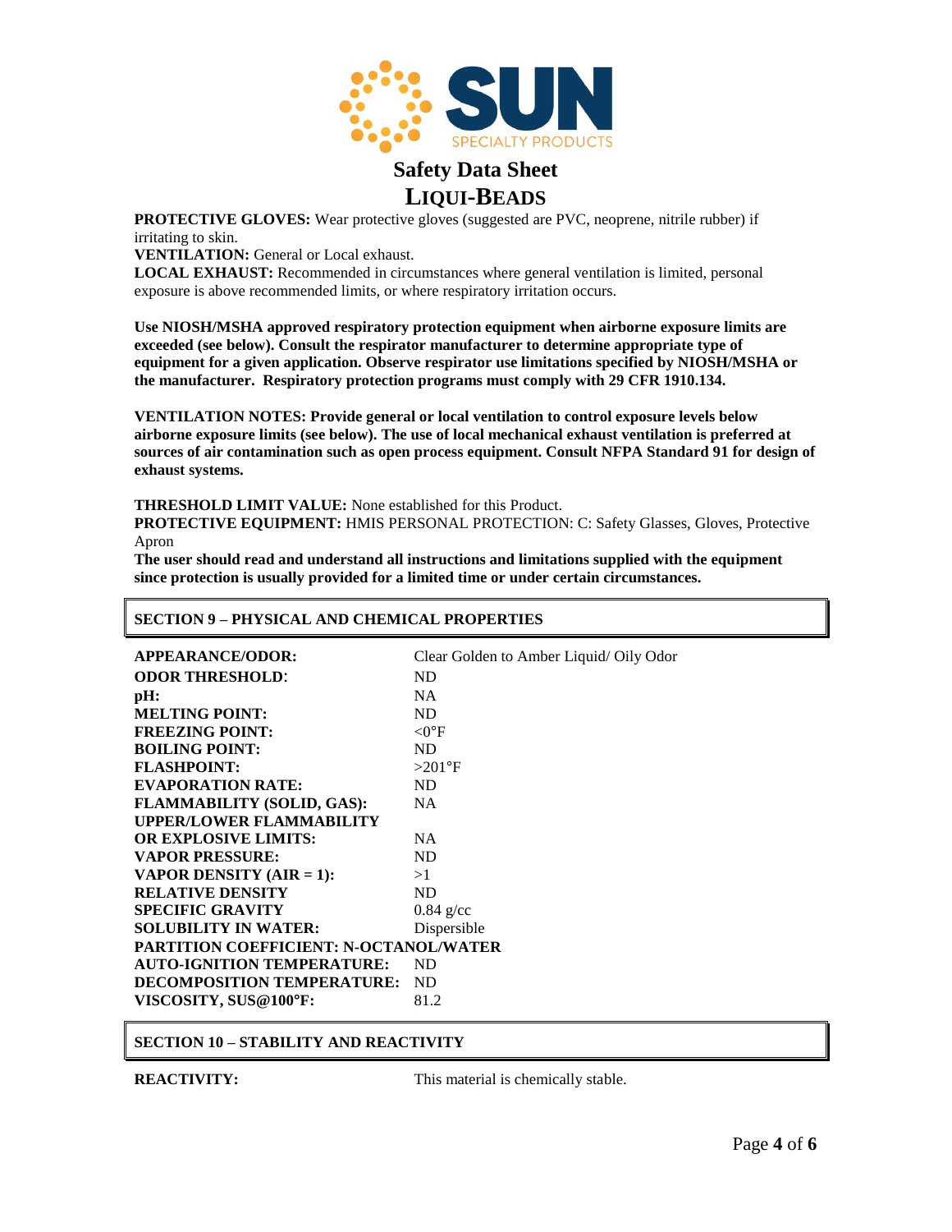**PROTECTIVE GLOVES:** Wear protective gloves (suggested are PVC, neoprene, nitrile rubber) if irritating to skin.
**VENTILATION:** General or Local exhaust.
**LOCAL EXHAUST:** Recommended in circumstances where general ventilation is limited, personal exposure is above recommended limits, or where respiratory irritation occurs.

**Use NIOSH/MSHA approved respiratory protection equipment when airborne exposure limits are exceeded (see below). Consult the respirator manufacturer to determine appropriate type of equipment for a given application. Observe respirator use limitations specified by NIOSH/MSHA or the manufacturer. Respiratory protection programs must comply with 29 CFR 1910.134.**

**VENTILATION NOTES: Provide general or local ventilation to control exposure levels below airborne exposure limits (see below). The use of local mechanical exhaust ventilation is preferred at sources of air contamination such as open process equipment. Consult NFPA Standard 91 for design of exhaust systems.**

**THRESHOLD LIMIT VALUE:** None established for this Product.
**PROTECTIVE EQUIPMENT:** HMIS PERSONAL PROTECTION: C: Safety Glasses, Gloves, Protective Apron
**The user should read and understand all instructions and limitations supplied with the equipment since protection is usually provided for a limited time or under certain circumstances.**

## SECTION 9 – PHYSICAL AND CHEMICAL PROPERTIES

| | |
|---|---|
| **APPEARANCE/ODOR:** | Clear Golden to Amber Liquid/ Oily Odor |
| **ODOR THRESHOLD:** | ND |
| **pH:** | NA |
| **MELTING POINT:** | ND |
| **FREEZING POINT:** | <0°F |
| **BOILING POINT:** | ND |
| **FLASHPOINT:** | >201°F |
| **EVAPORATION RATE:** | ND |
| **FLAMMABILITY (SOLID, GAS):** | NA |
| **UPPER/LOWER FLAMMABILITY OR EXPLOSIVE LIMITS:** | NA |
| **VAPOR PRESSURE:** | ND |
| **VAPOR DENSITY (AIR = 1):** | >1 |
| **RELATIVE DENSITY** | ND |
| **SPECIFIC GRAVITY** | 0.84 g/cc |
| **SOLUBILITY IN WATER:** | Dispersible |
| **PARTITION COEFFICIENT: N-OCTANOL/WATER** | |
| **AUTO-IGNITION TEMPERATURE:** | ND |
| **DECOMPOSITION TEMPERATURE:** | ND |
| **VISCOSITY, SUS@100°F:** | 81.2 |

## SECTION 10 – STABILITY AND REACTIVITY

| | |
|---|---|
| **REACTIVITY:** | This material is chemically stable. |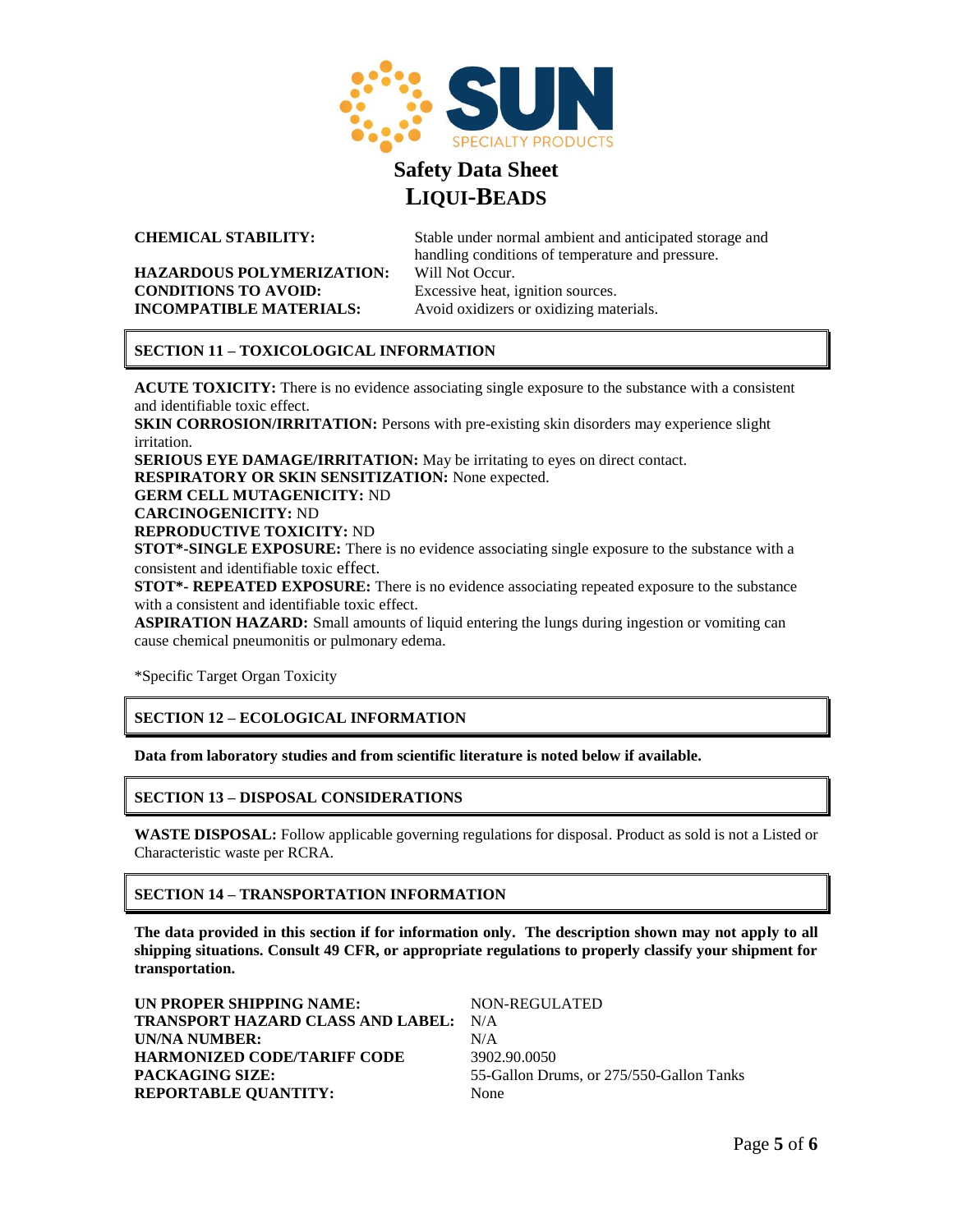**Safety Data Sheet**
**LIQUI-BEADS**

| | |
|---|---|
| **CHEMICAL STABILITY:** | Stable under normal ambient and anticipated storage and handling conditions of temperature and pressure. |
| **HAZARDOUS POLYMERIZATION:** | Will Not Occur. |
| **CONDITIONS TO AVOID:** | Excessive heat, ignition sources. |
| **INCOMPATIBLE MATERIALS:** | Avoid oxidizers or oxidizing materials. |

## SECTION 11 – TOXICOLOGICAL INFORMATION

**ACUTE TOXICITY:** There is no evidence associating single exposure to the substance with a consistent and identifiable toxic effect.
**SKIN CORROSION/IRRITATION:** Persons with pre-existing skin disorders may experience slight irritation.
**SERIOUS EYE DAMAGE/IRRITATION:** May be irritating to eyes on direct contact.
**RESPIRATORY OR SKIN SENSITIZATION:** None expected.
**GERM CELL MUTAGENICITY:** ND
**CARCINOGENICITY:** ND
**REPRODUCTIVE TOXICITY:** ND
**STOT*-SINGLE EXPOSURE:** There is no evidence associating single exposure to the substance with a consistent and identifiable toxic effect.
**STOT*- REPEATED EXPOSURE:** There is no evidence associating repeated exposure to the substance with a consistent and identifiable toxic effect.
**ASPIRATION HAZARD:** Small amounts of liquid entering the lungs during ingestion or vomiting can cause chemical pneumonitis or pulmonary edema.

*Specific Target Organ Toxicity

## SECTION 12 – ECOLOGICAL INFORMATION

**Data from laboratory studies and from scientific literature is noted below if available.**

## SECTION 13 – DISPOSAL CONSIDERATIONS

**WASTE DISPOSAL:** Follow applicable governing regulations for disposal. Product as sold is not a Listed or Characteristic waste per RCRA.

## SECTION 14 – TRANSPORTATION INFORMATION

**The data provided in this section if for information only. The description shown may not apply to all shipping situations. Consult 49 CFR, or appropriate regulations to properly classify your shipment for transportation.**

| | |
|---|---|
| **UN PROPER SHIPPING NAME:** | NON-REGULATED |
| **TRANSPORT HAZARD CLASS AND LABEL:** | N/A |
| **UN/NA NUMBER:** | N/A |
| **HARMONIZED CODE/TARIFF CODE** | 3902.90.0050 |
| **PACKAGING SIZE:** | 55-Gallon Drums, or 275/550-Gallon Tanks |
| **REPORTABLE QUANTITY:** | None |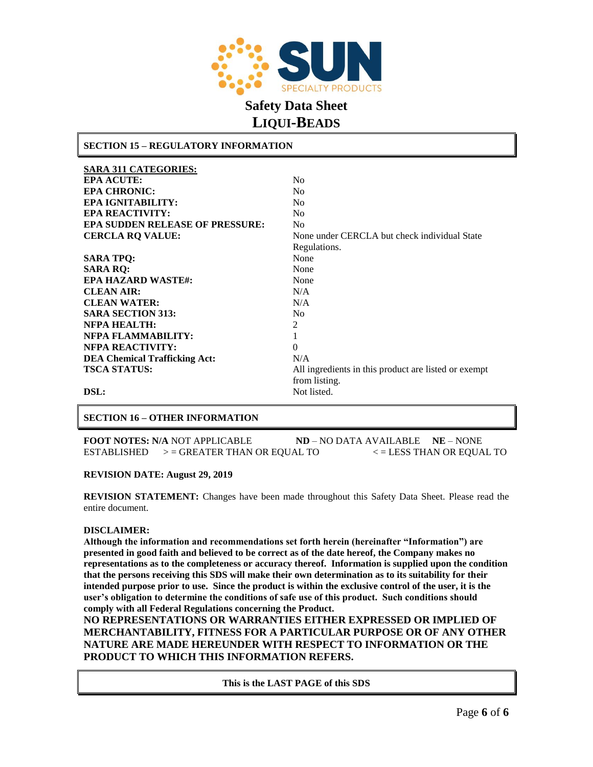# Safety Data Sheet
## LIQUI-BEADS

## SECTION 15 – REGULATORY INFORMATION

| | |
|---|---|
| **SARA 311 CATEGORIES:** | |
| **EPA ACUTE:** | No |
| **EPA CHRONIC:** | No |
| **EPA IGNITABILITY:** | No |
| **EPA REACTIVITY:** | No |
| **EPA SUDDEN RELEASE OF PRESSURE:** | No |
| **CERCLA RQ VALUE:** | None under CERCLA but check individual State Regulations. |
| **SARA TPQ:** | None |
| **SARA RQ:** | None |
| **EPA HAZARD WASTE#:** | None |
| **CLEAN AIR:** | N/A |
| **CLEAN WATER:** | N/A |
| **SARA SECTION 313:** | No |
| **NFPA HEALTH:** | 2 |
| **NFPA FLAMMABILITY:** | 1 |
| **NFPA REACTIVITY:** | 0 |
| **DEA Chemical Trafficking Act:** | N/A |
| **TSCA STATUS:** | All ingredients in this product are listed or exempt from listing. |
| **DSL:** | Not listed. |

## SECTION 16 – OTHER INFORMATION

**FOOT NOTES: N/A** NOT APPLICABLE **ND** – NO DATA AVAILABLE **NE** – NONE ESTABLISHED > = GREATER THAN OR EQUAL TO < = LESS THAN OR EQUAL TO

**REVISION DATE: August 29, 2019**

**REVISION STATEMENT:** Changes have been made throughout this Safety Data Sheet. Please read the entire document.

**DISCLAIMER:**

**Although the information and recommendations set forth herein (hereinafter "Information") are presented in good faith and believed to be correct as of the date hereof, the Company makes no representations as to the completeness or accuracy thereof. Information is supplied upon the condition that the persons receiving this SDS will make their own determination as to its suitability for their intended purpose prior to use. Since the product is within the exclusive control of the user, it is the user's obligation to determine the conditions of safe use of this product. Such conditions should comply with all Federal Regulations concerning the Product.**

**NO REPRESENTATIONS OR WARRANTIES EITHER EXPRESSED OR IMPLIED OF MERCHANTABILITY, FITNESS FOR A PARTICULAR PURPOSE OR OF ANY OTHER NATURE ARE MADE HEREUNDER WITH RESPECT TO INFORMATION OR THE PRODUCT TO WHICH THIS INFORMATION REFERS.**

**This is the LAST PAGE of this SDS**